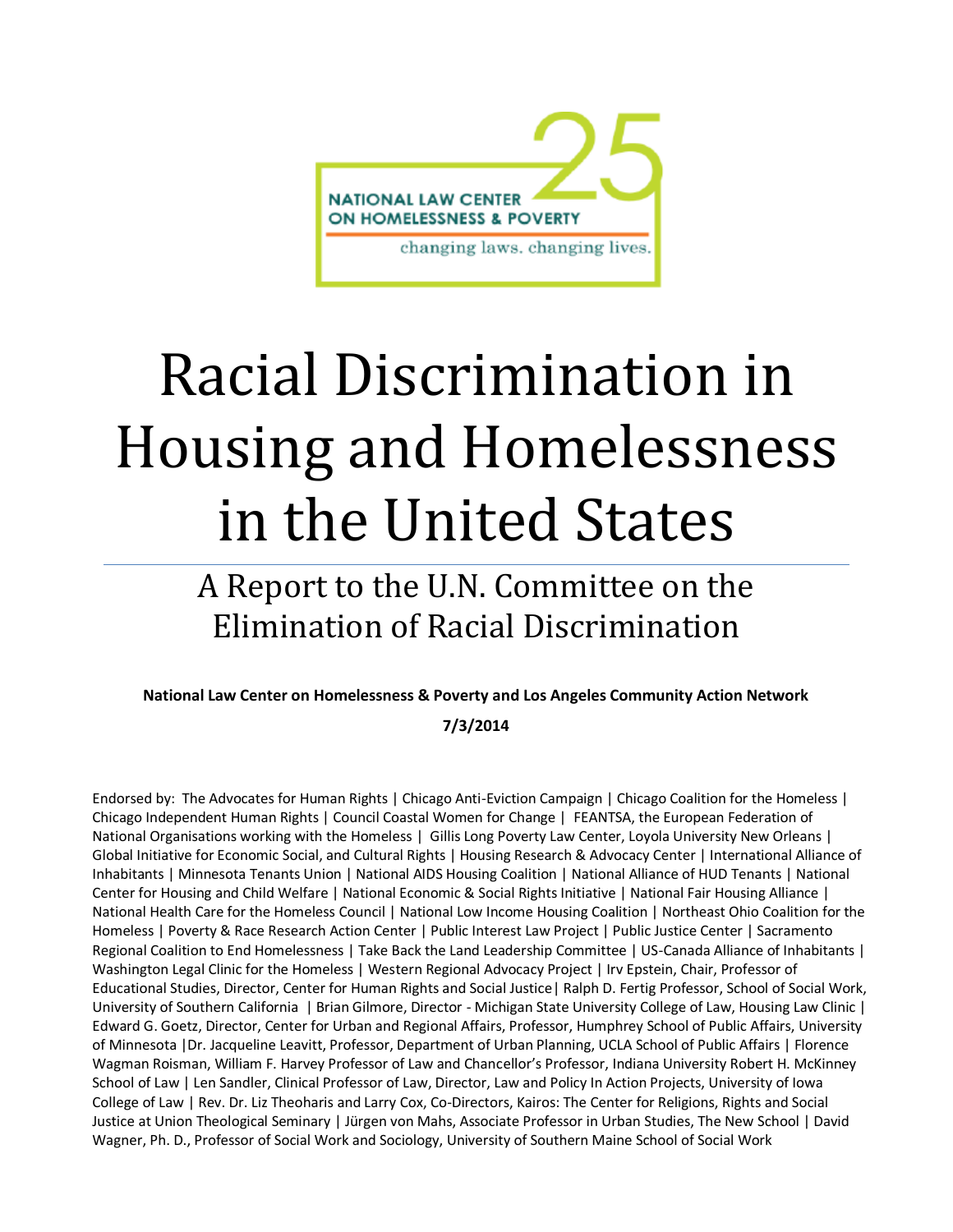NATIONAL LAW CENTER ON HOMELESSNESS & POVERTY

25

changing laws. changing lives.

# Racial Discrimination in Housing and Homelessness in the United States

## A Report to the U.N. Committee on the Elimination of Racial Discrimination

**National Law Center on Homelessness & Poverty and Los Angeles Community Action Network**

**7/3/2014**

Endorsed by: The Advocates for Human Rights | Chicago Anti-Eviction Campaign | Chicago Coalition for the Homeless | Chicago Independent Human Rights | Council Coastal Women for Change | FEANTSA, the European Federation of National Organisations working with the Homeless | Gillis Long Poverty Law Center, Loyola University New Orleans | Global Initiative for Economic Social, and Cultural Rights | Housing Research & Advocacy Center | International Alliance of Inhabitants | Minnesota Tenants Union | National AIDS Housing Coalition | National Alliance of HUD Tenants | National Center for Housing and Child Welfare | National Economic & Social Rights Initiative | National Fair Housing Alliance | National Health Care for the Homeless Council | National Low Income Housing Coalition | Northeast Ohio Coalition for the Homeless | Poverty & Race Research Action Center | Public Interest Law Project | Public Justice Center | Sacramento Regional Coalition to End Homelessness | Take Back the Land Leadership Committee | US-Canada Alliance of Inhabitants | Washington Legal Clinic for the Homeless | Western Regional Advocacy Project | Irv Epstein, Chair, Professor of Educational Studies, Director, Center for Human Rights and Social Justice| Ralph D. Fertig Professor, School of Social Work, University of Southern California | Brian Gilmore, Director - Michigan State University College of Law, Housing Law Clinic | Edward G. Goetz, Director, Center for Urban and Regional Affairs, Professor, Humphrey School of Public Affairs, University of Minnesota |Dr. Jacqueline Leavitt, Professor, Department of Urban Planning, UCLA School of Public Affairs | Florence Wagman Roisman, William F. Harvey Professor of Law and Chancellor's Professor, Indiana University Robert H. McKinney School of Law | Len Sandler, Clinical Professor of Law, Director, Law and Policy In Action Projects, University of Iowa College of Law | Rev. Dr. Liz Theoharis and Larry Cox, Co-Directors, Kairos: The Center for Religions, Rights and Social Justice at Union Theological Seminary | Jürgen von Mahs, Associate Professor in Urban Studies, The New School | David Wagner, Ph. D., Professor of Social Work and Sociology, University of Southern Maine School of Social Work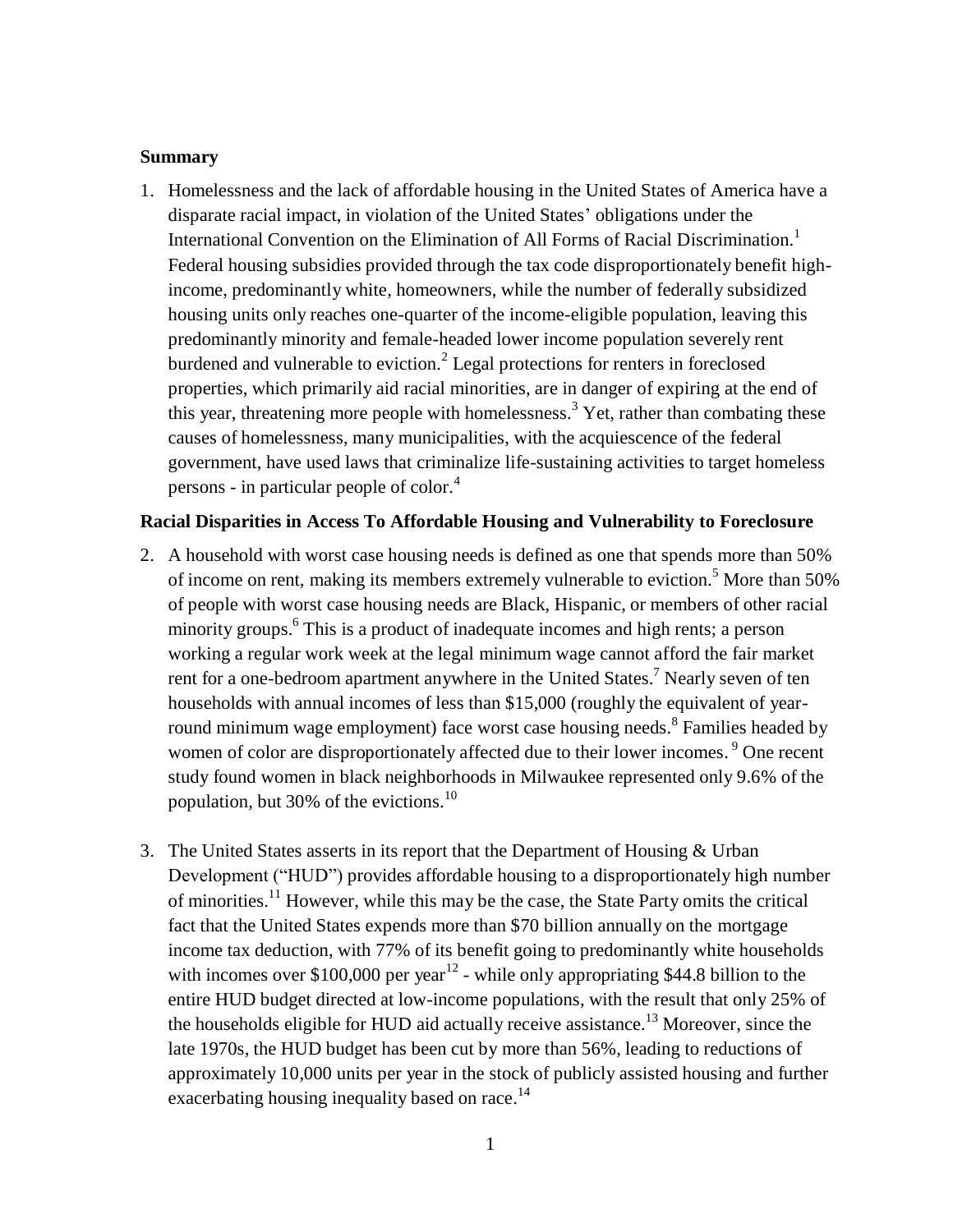**Summary**

1. Homelessness and the lack of affordable housing in the United States of America have a disparate racial impact, in violation of the United States' obligations under the International Convention on the Elimination of All Forms of Racial Discrimination.[1] Federal housing subsidies provided through the tax code disproportionately benefit high-income, predominantly white, homeowners, while the number of federally subsidized housing units only reaches one-quarter of the income-eligible population, leaving this predominantly minority and female-headed lower income population severely rent burdened and vulnerable to eviction.[2] Legal protections for renters in foreclosed properties, which primarily aid racial minorities, are in danger of expiring at the end of this year, threatening more people with homelessness.[3] Yet, rather than combating these causes of homelessness, many municipalities, with the acquiescence of the federal government, have used laws that criminalize life-sustaining activities to target homeless persons - in particular people of color.[4]

**Racial Disparities in Access To Affordable Housing and Vulnerability to Foreclosure**

2. A household with worst case housing needs is defined as one that spends more than 50% of income on rent, making its members extremely vulnerable to eviction.[5] More than 50% of people with worst case housing needs are Black, Hispanic, or members of other racial minority groups.[6] This is a product of inadequate incomes and high rents; a person working a regular work week at the legal minimum wage cannot afford the fair market rent for a one-bedroom apartment anywhere in the United States.[7] Nearly seven of ten households with annual incomes of less than \$15,000 (roughly the equivalent of year-round minimum wage employment) face worst case housing needs.[8] Families headed by women of color are disproportionately affected due to their lower incomes. [9] One recent study found women in black neighborhoods in Milwaukee represented only 9.6% of the population, but 30% of the evictions.[10]

3. The United States asserts in its report that the Department of Housing & Urban Development ("HUD") provides affordable housing to a disproportionately high number of minorities.[11] However, while this may be the case, the State Party omits the critical fact that the United States expends more than \$70 billion annually on the mortgage income tax deduction, with 77% of its benefit going to predominantly white households with incomes over \$100,000 per year[12] - while only appropriating \$44.8 billion to the entire HUD budget directed at low-income populations, with the result that only 25% of the households eligible for HUD aid actually receive assistance.[13] Moreover, since the late 1970s, the HUD budget has been cut by more than 56%, leading to reductions of approximately 10,000 units per year in the stock of publicly assisted housing and further exacerbating housing inequality based on race.[14]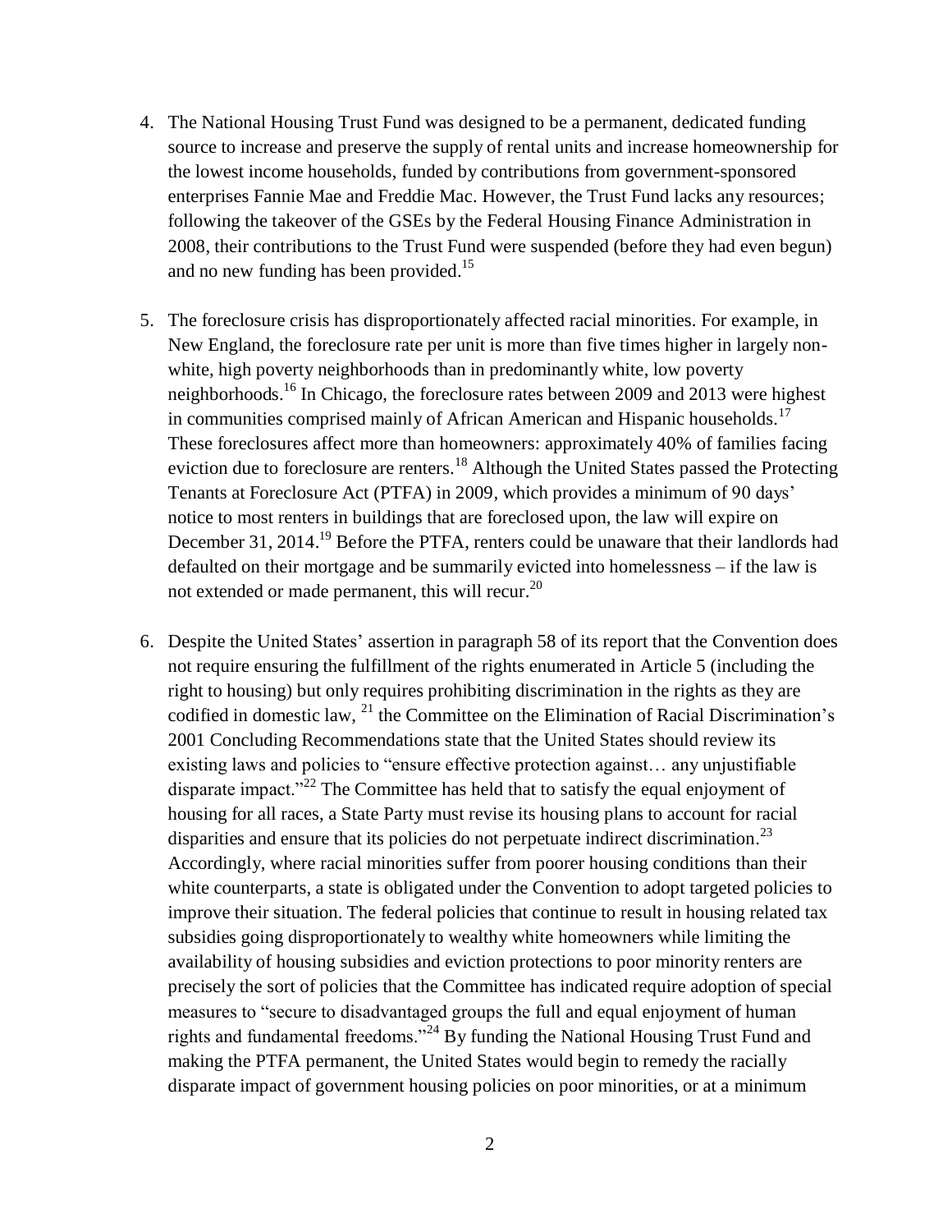4. The National Housing Trust Fund was designed to be a permanent, dedicated funding source to increase and preserve the supply of rental units and increase homeownership for the lowest income households, funded by contributions from government-sponsored enterprises Fannie Mae and Freddie Mac. However, the Trust Fund lacks any resources; following the takeover of the GSEs by the Federal Housing Finance Administration in 2008, their contributions to the Trust Fund were suspended (before they had even begun) and no new funding has been provided.[15]

5. The foreclosure crisis has disproportionately affected racial minorities. For example, in New England, the foreclosure rate per unit is more than five times higher in largely non-white, high poverty neighborhoods than in predominantly white, low poverty neighborhoods.[16] In Chicago, the foreclosure rates between 2009 and 2013 were highest in communities comprised mainly of African American and Hispanic households.[17] These foreclosures affect more than homeowners: approximately 40% of families facing eviction due to foreclosure are renters.[18] Although the United States passed the Protecting Tenants at Foreclosure Act (PTFA) in 2009, which provides a minimum of 90 days' notice to most renters in buildings that are foreclosed upon, the law will expire on December 31, 2014.[19] Before the PTFA, renters could be unaware that their landlords had defaulted on their mortgage and be summarily evicted into homelessness – if the law is not extended or made permanent, this will recur.[20]

6. Despite the United States' assertion in paragraph 58 of its report that the Convention does not require ensuring the fulfillment of the rights enumerated in Article 5 (including the right to housing) but only requires prohibiting discrimination in the rights as they are codified in domestic law, [21] the Committee on the Elimination of Racial Discrimination's 2001 Concluding Recommendations state that the United States should review its existing laws and policies to "ensure effective protection against… any unjustifiable disparate impact."[22] The Committee has held that to satisfy the equal enjoyment of housing for all races, a State Party must revise its housing plans to account for racial disparities and ensure that its policies do not perpetuate indirect discrimination.[23] Accordingly, where racial minorities suffer from poorer housing conditions than their white counterparts, a state is obligated under the Convention to adopt targeted policies to improve their situation. The federal policies that continue to result in housing related tax subsidies going disproportionately to wealthy white homeowners while limiting the availability of housing subsidies and eviction protections to poor minority renters are precisely the sort of policies that the Committee has indicated require adoption of special measures to "secure to disadvantaged groups the full and equal enjoyment of human rights and fundamental freedoms."[24] By funding the National Housing Trust Fund and making the PTFA permanent, the United States would begin to remedy the racially disparate impact of government housing policies on poor minorities, or at a minimum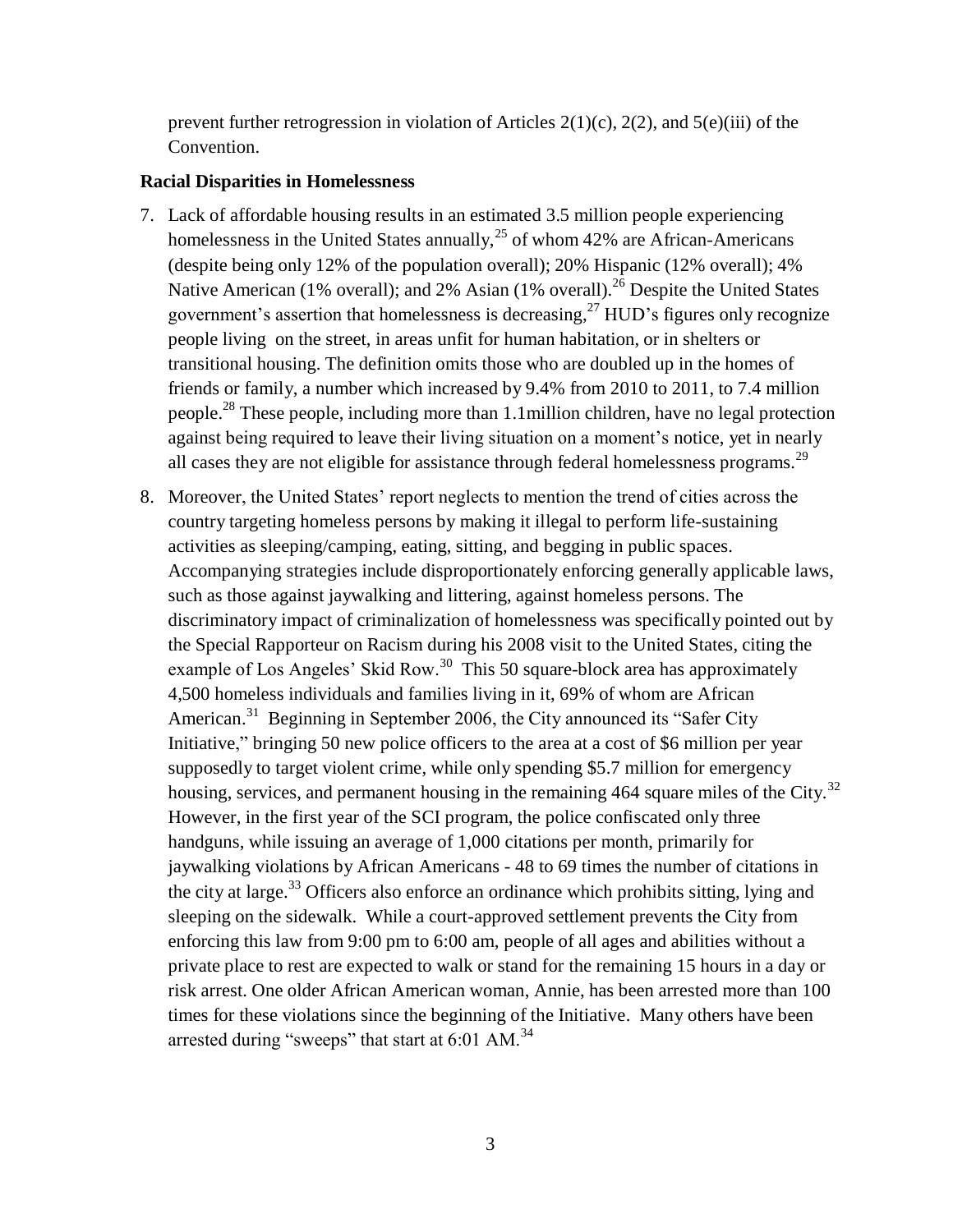prevent further retrogression in violation of Articles 2(1)(c), 2(2), and 5(e)(iii) of the Convention.

**Racial Disparities in Homelessness**

7. Lack of affordable housing results in an estimated 3.5 million people experiencing homelessness in the United States annually,[25] of whom 42% are African-Americans (despite being only 12% of the population overall); 20% Hispanic (12% overall); 4% Native American (1% overall); and 2% Asian (1% overall).[26] Despite the United States government's assertion that homelessness is decreasing,[27] HUD's figures only recognize people living on the street, in areas unfit for human habitation, or in shelters or transitional housing. The definition omits those who are doubled up in the homes of friends or family, a number which increased by 9.4% from 2010 to 2011, to 7.4 million people.[28] These people, including more than 1.1million children, have no legal protection against being required to leave their living situation on a moment's notice, yet in nearly all cases they are not eligible for assistance through federal homelessness programs.[29]

8. Moreover, the United States' report neglects to mention the trend of cities across the country targeting homeless persons by making it illegal to perform life-sustaining activities as sleeping/camping, eating, sitting, and begging in public spaces. Accompanying strategies include disproportionately enforcing generally applicable laws, such as those against jaywalking and littering, against homeless persons. The discriminatory impact of criminalization of homelessness was specifically pointed out by the Special Rapporteur on Racism during his 2008 visit to the United States, citing the example of Los Angeles' Skid Row.[30] This 50 square-block area has approximately 4,500 homeless individuals and families living in it, 69% of whom are African American.[31] Beginning in September 2006, the City announced its "Safer City Initiative," bringing 50 new police officers to the area at a cost of \$6 million per year supposedly to target violent crime, while only spending \$5.7 million for emergency housing, services, and permanent housing in the remaining 464 square miles of the City.[32] However, in the first year of the SCI program, the police confiscated only three handguns, while issuing an average of 1,000 citations per month, primarily for jaywalking violations by African Americans - 48 to 69 times the number of citations in the city at large.[33] Officers also enforce an ordinance which prohibits sitting, lying and sleeping on the sidewalk. While a court-approved settlement prevents the City from enforcing this law from 9:00 pm to 6:00 am, people of all ages and abilities without a private place to rest are expected to walk or stand for the remaining 15 hours in a day or risk arrest. One older African American woman, Annie, has been arrested more than 100 times for these violations since the beginning of the Initiative. Many others have been arrested during "sweeps" that start at 6:01 AM.[34]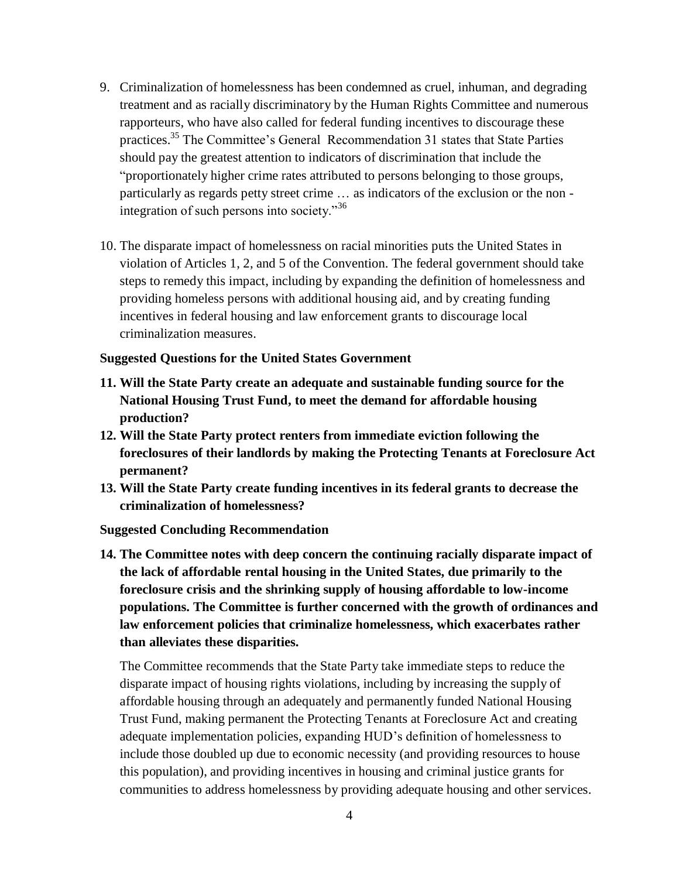9. Criminalization of homelessness has been condemned as cruel, inhuman, and degrading treatment and as racially discriminatory by the Human Rights Committee and numerous rapporteurs, who have also called for federal funding incentives to discourage these practices.[35] The Committee's General Recommendation 31 states that State Parties should pay the greatest attention to indicators of discrimination that include the "proportionately higher crime rates attributed to persons belonging to those groups, particularly as regards petty street crime … as indicators of the exclusion or the non - integration of such persons into society."[36]

10. The disparate impact of homelessness on racial minorities puts the United States in violation of Articles 1, 2, and 5 of the Convention. The federal government should take steps to remedy this impact, including by expanding the definition of homelessness and providing homeless persons with additional housing aid, and by creating funding incentives in federal housing and law enforcement grants to discourage local criminalization measures.

**Suggested Questions for the United States Government**

11. **Will the State Party create an adequate and sustainable funding source for the National Housing Trust Fund, to meet the demand for affordable housing production?**
12. **Will the State Party protect renters from immediate eviction following the foreclosures of their landlords by making the Protecting Tenants at Foreclosure Act permanent?**
13. **Will the State Party create funding incentives in its federal grants to decrease the criminalization of homelessness?**

**Suggested Concluding Recommendation**

14. **The Committee notes with deep concern the continuing racially disparate impact of the lack of affordable rental housing in the United States, due primarily to the foreclosure crisis and the shrinking supply of housing affordable to low-income populations. The Committee is further concerned with the growth of ordinances and law enforcement policies that criminalize homelessness, which exacerbates rather than alleviates these disparities.**

    The Committee recommends that the State Party take immediate steps to reduce the disparate impact of housing rights violations, including by increasing the supply of affordable housing through an adequately and permanently funded National Housing Trust Fund, making permanent the Protecting Tenants at Foreclosure Act and creating adequate implementation policies, expanding HUD's definition of homelessness to include those doubled up due to economic necessity (and providing resources to house this population), and providing incentives in housing and criminal justice grants for communities to address homelessness by providing adequate housing and other services.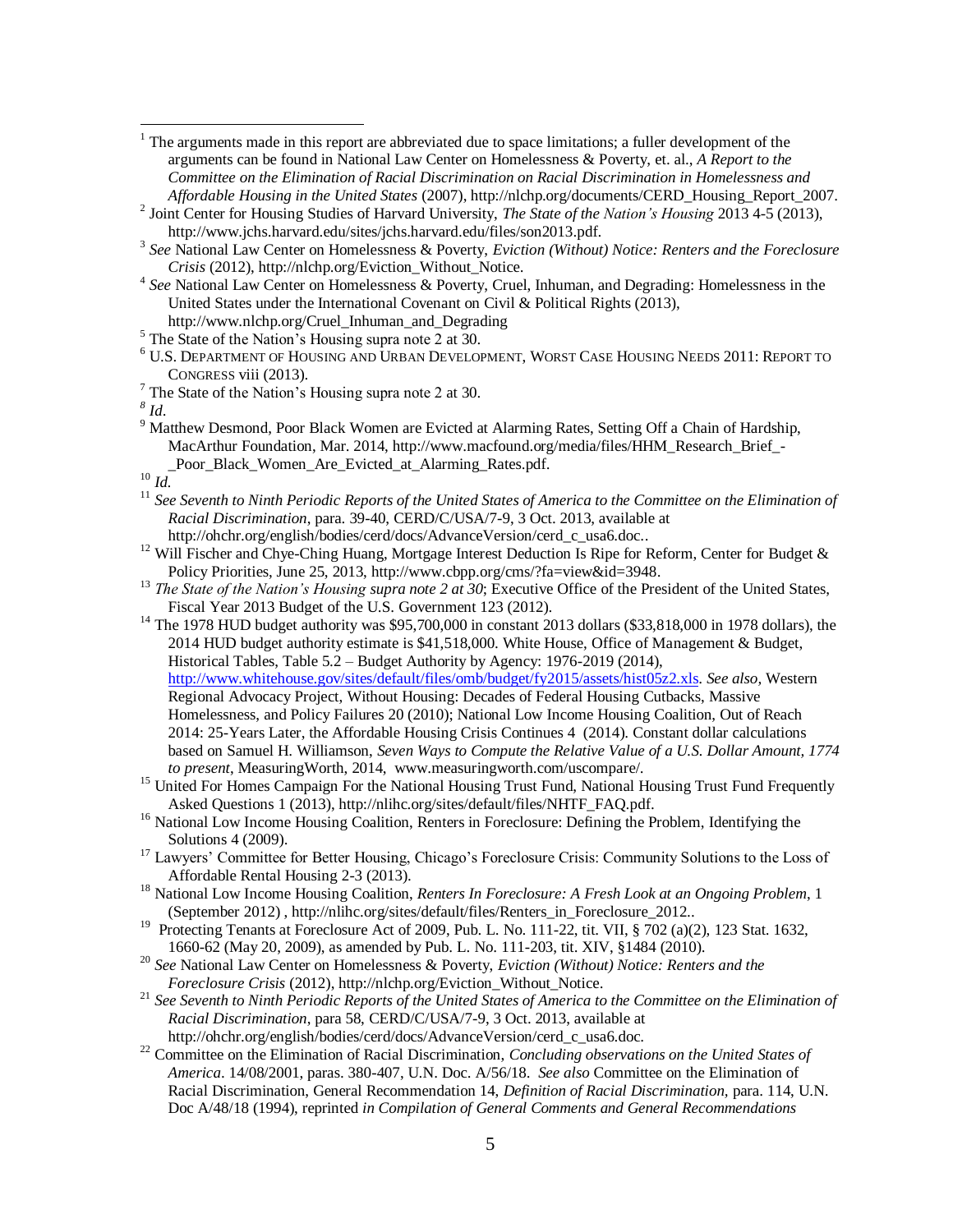[1] The arguments made in this report are abbreviated due to space limitations; a fuller development of the arguments can be found in National Law Center on Homelessness & Poverty, et. al., *A Report to the Committee on the Elimination of Racial Discrimination on Racial Discrimination in Homelessness and Affordable Housing in the United States* (2007), http://nlchp.org/documents/CERD_Housing_Report_2007.

[2] Joint Center for Housing Studies of Harvard University, *The State of the Nation's Housing* 2013 4-5 (2013), http://www.jchs.harvard.edu/sites/jchs.harvard.edu/files/son2013.pdf.

[3] *See* National Law Center on Homelessness & Poverty, *Eviction (Without) Notice: Renters and the Foreclosure Crisis* (2012), http://nlchp.org/Eviction_Without_Notice.

[4] *See* National Law Center on Homelessness & Poverty, Cruel, Inhuman, and Degrading: Homelessness in the United States under the International Covenant on Civil & Political Rights (2013), http://www.nlchp.org/Cruel_Inhuman_and_Degrading

[5] The State of the Nation's Housing supra note 2 at 30.

[6] U.S. DEPARTMENT OF HOUSING AND URBAN DEVELOPMENT, WORST CASE HOUSING NEEDS 2011: REPORT TO CONGRESS viii (2013).

[7] The State of the Nation's Housing supra note 2 at 30.

[8] *Id.*

[9] Matthew Desmond, Poor Black Women are Evicted at Alarming Rates, Setting Off a Chain of Hardship, MacArthur Foundation, Mar. 2014, http://www.macfound.org/media/files/HHM_Research_Brief_-_Poor_Black_Women_Are_Evicted_at_Alarming_Rates.pdf.

[10] *Id.*

[11] *See Seventh to Ninth Periodic Reports of the United States of America to the Committee on the Elimination of Racial Discrimination*, para. 39-40, CERD/C/USA/7-9, 3 Oct. 2013, available at http://ohchr.org/english/bodies/cerd/docs/AdvanceVersion/cerd_c_usa6.doc..

[12] Will Fischer and Chye-Ching Huang, Mortgage Interest Deduction Is Ripe for Reform, Center for Budget & Policy Priorities, June 25, 2013, http://www.cbpp.org/cms/?fa=view&id=3948.

[13] *The State of the Nation's Housing supra note 2 at 30*; Executive Office of the President of the United States, Fiscal Year 2013 Budget of the U.S. Government 123 (2012).

[14] The 1978 HUD budget authority was $95,700,000 in constant 2013 dollars ($33,818,000 in 1978 dollars), the 2014 HUD budget authority estimate is $41,518,000. White House, Office of Management & Budget, Historical Tables, Table 5.2 – Budget Authority by Agency: 1976-2019 (2014), http://www.whitehouse.gov/sites/default/files/omb/budget/fy2015/assets/hist05z2.xls. *See also*, Western Regional Advocacy Project, Without Housing: Decades of Federal Housing Cutbacks, Massive Homelessness, and Policy Failures 20 (2010); National Low Income Housing Coalition, Out of Reach 2014: 25-Years Later, the Affordable Housing Crisis Continues 4 (2014). Constant dollar calculations based on Samuel H. Williamson, *Seven Ways to Compute the Relative Value of a U.S. Dollar Amount, 1774 to present*, MeasuringWorth, 2014, www.measuringworth.com/uscompare/.

[15] United For Homes Campaign For the National Housing Trust Fund, National Housing Trust Fund Frequently Asked Questions 1 (2013), http://nlihc.org/sites/default/files/NHTF_FAQ.pdf.

[16] National Low Income Housing Coalition, Renters in Foreclosure: Defining the Problem, Identifying the Solutions 4 (2009).

[17] Lawyers' Committee for Better Housing, Chicago's Foreclosure Crisis: Community Solutions to the Loss of Affordable Rental Housing 2-3 (2013).

[18] National Low Income Housing Coalition, *Renters In Foreclosure: A Fresh Look at an Ongoing Problem*, 1 (September 2012) , http://nlihc.org/sites/default/files/Renters_in_Foreclosure_2012..

[19] Protecting Tenants at Foreclosure Act of 2009, Pub. L. No. 111-22, tit. VII, § 702 (a)(2), 123 Stat. 1632, 1660-62 (May 20, 2009), as amended by Pub. L. No. 111-203, tit. XIV, §1484 (2010).

[20] *See* National Law Center on Homelessness & Poverty, *Eviction (Without) Notice: Renters and the Foreclosure Crisis* (2012), http://nlchp.org/Eviction_Without_Notice.

[21] *See Seventh to Ninth Periodic Reports of the United States of America to the Committee on the Elimination of Racial Discrimination*, para 58, CERD/C/USA/7-9, 3 Oct. 2013, available at http://ohchr.org/english/bodies/cerd/docs/AdvanceVersion/cerd_c_usa6.doc.

[22] Committee on the Elimination of Racial Discrimination, *Concluding observations on the United States of America*. 14/08/2001, paras. 380-407, U.N. Doc. A/56/18. *See also* Committee on the Elimination of Racial Discrimination, General Recommendation 14, *Definition of Racial Discrimination*, para. 114, U.N. Doc A/48/18 (1994), reprinted *in Compilation of General Comments and General Recommendations*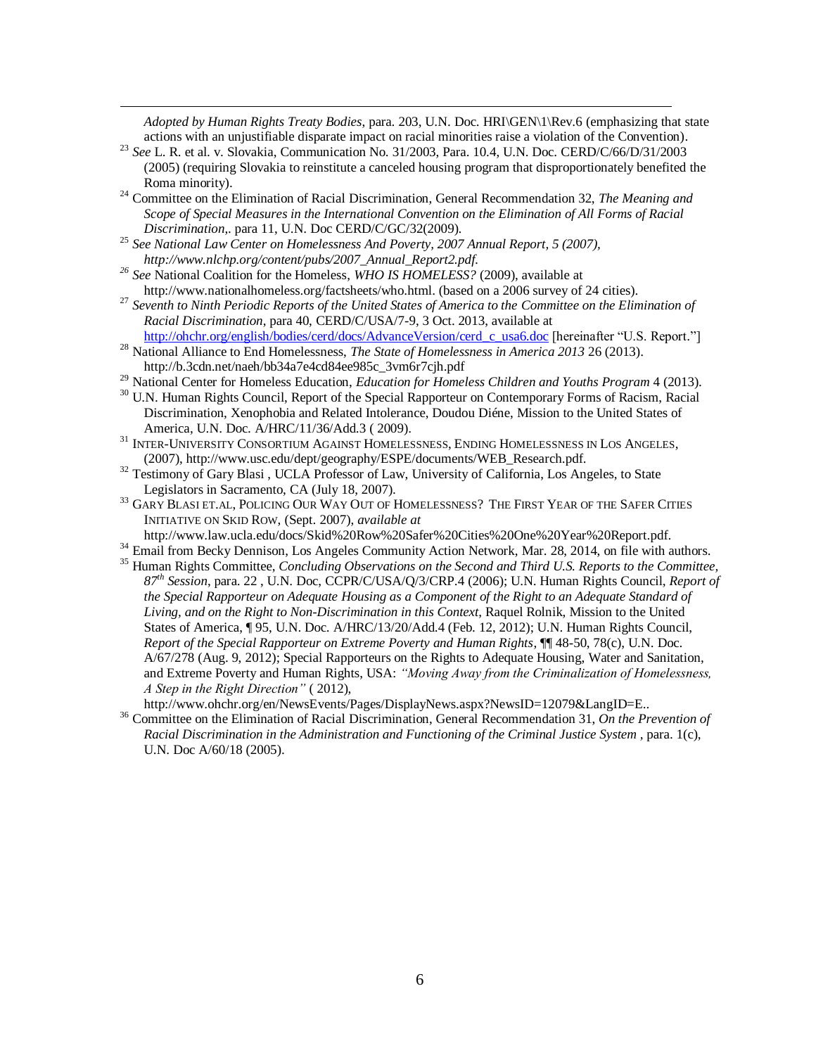*Adopted by Human Rights Treaty Bodies*, para. 203, U.N. Doc. HRI\GEN\1\Rev.6 (emphasizing that state actions with an unjustifiable disparate impact on racial minorities raise a violation of the Convention).

[23] *See* L. R. et al. v. Slovakia, Communication No. 31/2003, Para. 10.4, U.N. Doc. CERD/C/66/D/31/2003 (2005) (requiring Slovakia to reinstitute a canceled housing program that disproportionately benefited the Roma minority).

[24] Committee on the Elimination of Racial Discrimination, General Recommendation 32, *The Meaning and Scope of Special Measures in the International Convention on the Elimination of All Forms of Racial Discrimination*,. para 11, U.N. Doc CERD/C/GC/32(2009).

[25] *See National Law Center on Homelessness And Poverty, 2007 Annual Report, 5 (2007), http://www.nlchp.org/content/pubs/2007_Annual_Report2.pdf.*

[26] *See* National Coalition for the Homeless, *WHO IS HOMELESS?* (2009), available at http://www.nationalhomeless.org/factsheets/who.html. (based on a 2006 survey of 24 cities).

[27] *Seventh to Ninth Periodic Reports of the United States of America to the Committee on the Elimination of Racial Discrimination*, para 40, CERD/C/USA/7-9, 3 Oct. 2013, available at http://ohchr.org/english/bodies/cerd/docs/AdvanceVersion/cerd_c_usa6.doc [hereinafter "U.S. Report."]

[28] National Alliance to End Homelessness, *The State of Homelessness in America 2013* 26 (2013). http://b.3cdn.net/naeh/bb34a7e4cd84ee985c_3vm6r7cjh.pdf

[29] National Center for Homeless Education, *Education for Homeless Children and Youths Program* 4 (2013).

[30] U.N. Human Rights Council, Report of the Special Rapporteur on Contemporary Forms of Racism, Racial Discrimination, Xenophobia and Related Intolerance, Doudou Diéne, Mission to the United States of America, U.N. Doc. A/HRC/11/36/Add.3 ( 2009).

[31] INTER-UNIVERSITY CONSORTIUM AGAINST HOMELESSNESS, ENDING HOMELESSNESS IN LOS ANGELES, (2007), http://www.usc.edu/dept/geography/ESPE/documents/WEB_Research.pdf.

[32] Testimony of Gary Blasi , UCLA Professor of Law, University of California, Los Angeles, to State Legislators in Sacramento, CA (July 18, 2007).

[33] GARY BLASI ET.AL, POLICING OUR WAY OUT OF HOMELESSNESS? THE FIRST YEAR OF THE SAFER CITIES INITIATIVE ON SKID ROW, (Sept. 2007), *available at* http://www.law.ucla.edu/docs/Skid%20Row%20Safer%20Cities%20One%20Year%20Report.pdf.

[34] Email from Becky Dennison, Los Angeles Community Action Network, Mar. 28, 2014, on file with authors.

[35] Human Rights Committee, *Concluding Observations on the Second and Third U.S. Reports to the Committee, 87th Session*, para. 22 , U.N. Doc, CCPR/C/USA/Q/3/CRP.4 (2006); U.N. Human Rights Council, *Report of the Special Rapporteur on Adequate Housing as a Component of the Right to an Adequate Standard of Living, and on the Right to Non-Discrimination in this Context*, Raquel Rolnik, Mission to the United States of America, ¶ 95, U.N. Doc. A/HRC/13/20/Add.4 (Feb. 12, 2012); U.N. Human Rights Council, *Report of the Special Rapporteur on Extreme Poverty and Human Rights*, ¶¶ 48-50, 78(c), U.N. Doc. A/67/278 (Aug. 9, 2012); Special Rapporteurs on the Rights to Adequate Housing, Water and Sanitation, and Extreme Poverty and Human Rights, USA: *"Moving Away from the Criminalization of Homelessness, A Step in the Right Direction"* ( 2012), http://www.ohchr.org/en/NewsEvents/Pages/DisplayNews.aspx?NewsID=12079&LangID=E..

[36] Committee on the Elimination of Racial Discrimination, General Recommendation 31, *On the Prevention of Racial Discrimination in the Administration and Functioning of the Criminal Justice System* , para. 1(c), U.N. Doc A/60/18 (2005).